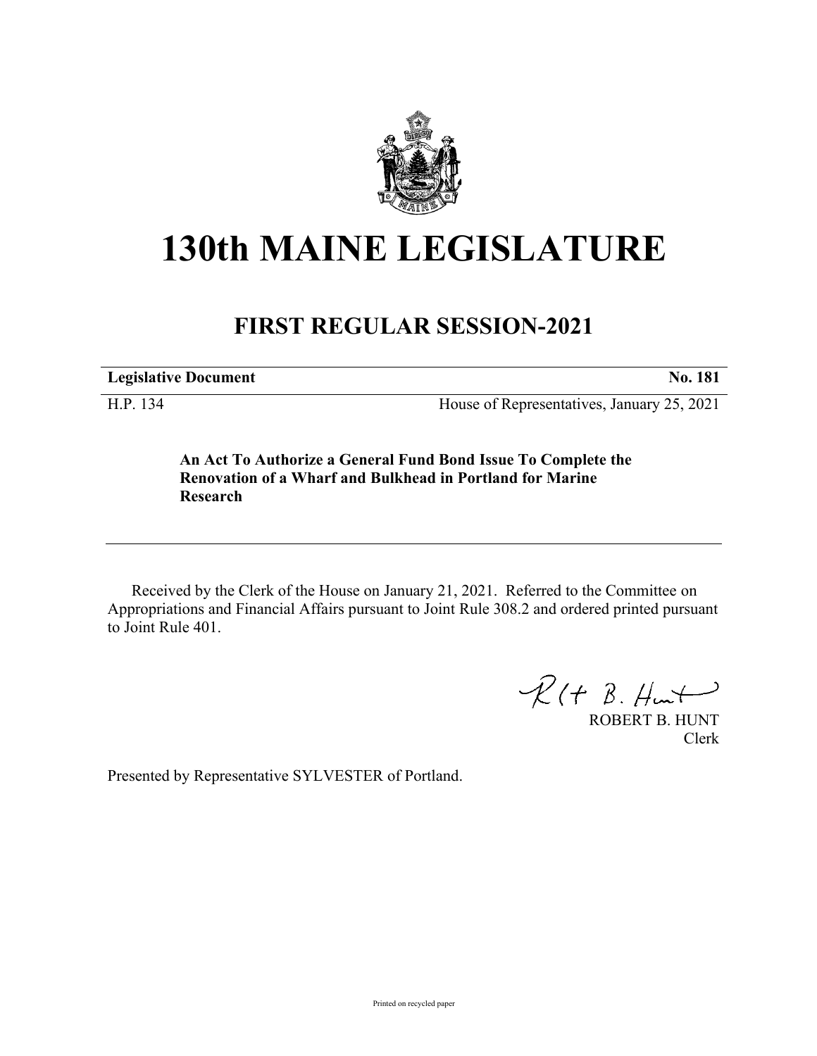# 130th MAINE LEGISLATURE

## FIRST REGULAR SESSION-2021

| **Legislative Document** | **No. 181** |
|---|---|
| H.P. 134 | House of Representatives, January 25, 2021 |

**An Act To Authorize a General Fund Bond Issue To Complete the Renovation of a Wharf and Bulkhead in Portland for Marine Research**

Received by the Clerk of the House on January 21, 2021. Referred to the Committee on Appropriations and Financial Affairs pursuant to Joint Rule 308.2 and ordered printed pursuant to Joint Rule 401.

ROBERT B. HUNT
Clerk

Presented by Representative SYLVESTER of Portland.

Printed on recycled paper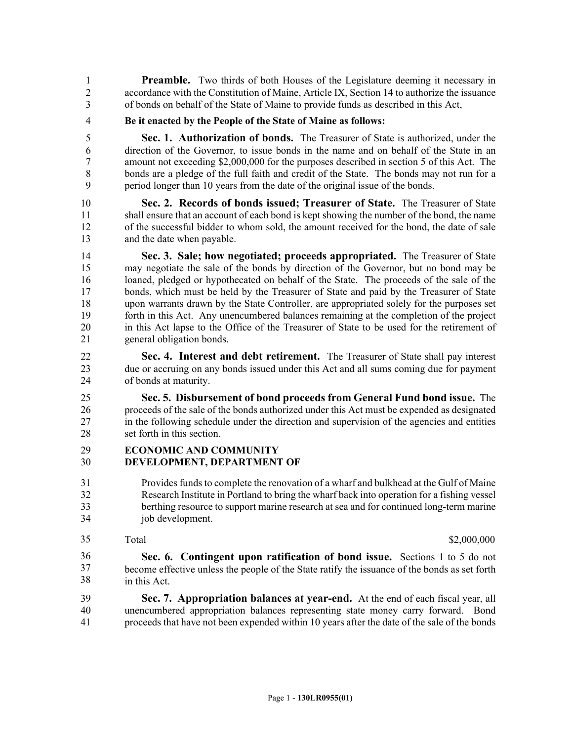**Preamble.** Two thirds of both Houses of the Legislature deeming it necessary in accordance with the Constitution of Maine, Article IX, Section 14 to authorize the issuance of bonds on behalf of the State of Maine to provide funds as described in this Act,

**Be it enacted by the People of the State of Maine as follows:**

**Sec. 1. Authorization of bonds.** The Treasurer of State is authorized, under the direction of the Governor, to issue bonds in the name and on behalf of the State in an amount not exceeding $2,000,000 for the purposes described in section 5 of this Act. The bonds are a pledge of the full faith and credit of the State. The bonds may not run for a period longer than 10 years from the date of the original issue of the bonds.

**Sec. 2. Records of bonds issued; Treasurer of State.** The Treasurer of State shall ensure that an account of each bond is kept showing the number of the bond, the name of the successful bidder to whom sold, the amount received for the bond, the date of sale and the date when payable.

**Sec. 3. Sale; how negotiated; proceeds appropriated.** The Treasurer of State may negotiate the sale of the bonds by direction of the Governor, but no bond may be loaned, pledged or hypothecated on behalf of the State. The proceeds of the sale of the bonds, which must be held by the Treasurer of State and paid by the Treasurer of State upon warrants drawn by the State Controller, are appropriated solely for the purposes set forth in this Act. Any unencumbered balances remaining at the completion of the project in this Act lapse to the Office of the Treasurer of State to be used for the retirement of general obligation bonds.

**Sec. 4. Interest and debt retirement.** The Treasurer of State shall pay interest due or accruing on any bonds issued under this Act and all sums coming due for payment of bonds at maturity.

**Sec. 5. Disbursement of bond proceeds from General Fund bond issue.** The proceeds of the sale of the bonds authorized under this Act must be expended as designated in the following schedule under the direction and supervision of the agencies and entities set forth in this section.

**ECONOMIC AND COMMUNITY DEVELOPMENT, DEPARTMENT OF**

Provides funds to complete the renovation of a wharf and bulkhead at the Gulf of Maine Research Institute in Portland to bring the wharf back into operation for a fishing vessel berthing resource to support marine research at sea and for continued long-term marine job development.

| Total | $2,000,000 |
|---|---|

**Sec. 6. Contingent upon ratification of bond issue.** Sections 1 to 5 do not become effective unless the people of the State ratify the issuance of the bonds as set forth in this Act.

**Sec. 7. Appropriation balances at year-end.** At the end of each fiscal year, all unencumbered appropriation balances representing state money carry forward. Bond proceeds that have not been expended within 10 years after the date of the sale of the bonds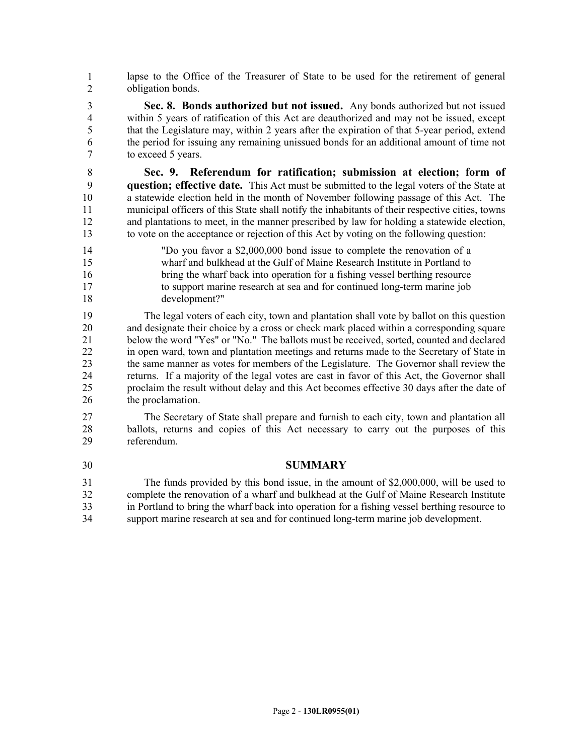lapse to the Office of the Treasurer of State to be used for the retirement of general obligation bonds.

**Sec. 8. Bonds authorized but not issued.** Any bonds authorized but not issued within 5 years of ratification of this Act are deauthorized and may not be issued, except that the Legislature may, within 2 years after the expiration of that 5-year period, extend the period for issuing any remaining unissued bonds for an additional amount of time not to exceed 5 years.

**Sec. 9. Referendum for ratification; submission at election; form of question; effective date.** This Act must be submitted to the legal voters of the State at a statewide election held in the month of November following passage of this Act. The municipal officers of this State shall notify the inhabitants of their respective cities, towns and plantations to meet, in the manner prescribed by law for holding a statewide election, to vote on the acceptance or rejection of this Act by voting on the following question:

> "Do you favor a $2,000,000 bond issue to complete the renovation of a wharf and bulkhead at the Gulf of Maine Research Institute in Portland to bring the wharf back into operation for a fishing vessel berthing resource to support marine research at sea and for continued long-term marine job development?"

The legal voters of each city, town and plantation shall vote by ballot on this question and designate their choice by a cross or check mark placed within a corresponding square below the word "Yes" or "No." The ballots must be received, sorted, counted and declared in open ward, town and plantation meetings and returns made to the Secretary of State in the same manner as votes for members of the Legislature. The Governor shall review the returns. If a majority of the legal votes are cast in favor of this Act, the Governor shall proclaim the result without delay and this Act becomes effective 30 days after the date of the proclamation.

The Secretary of State shall prepare and furnish to each city, town and plantation all ballots, returns and copies of this Act necessary to carry out the purposes of this referendum.

## SUMMARY

The funds provided by this bond issue, in the amount of $2,000,000, will be used to complete the renovation of a wharf and bulkhead at the Gulf of Maine Research Institute in Portland to bring the wharf back into operation for a fishing vessel berthing resource to support marine research at sea and for continued long-term marine job development.